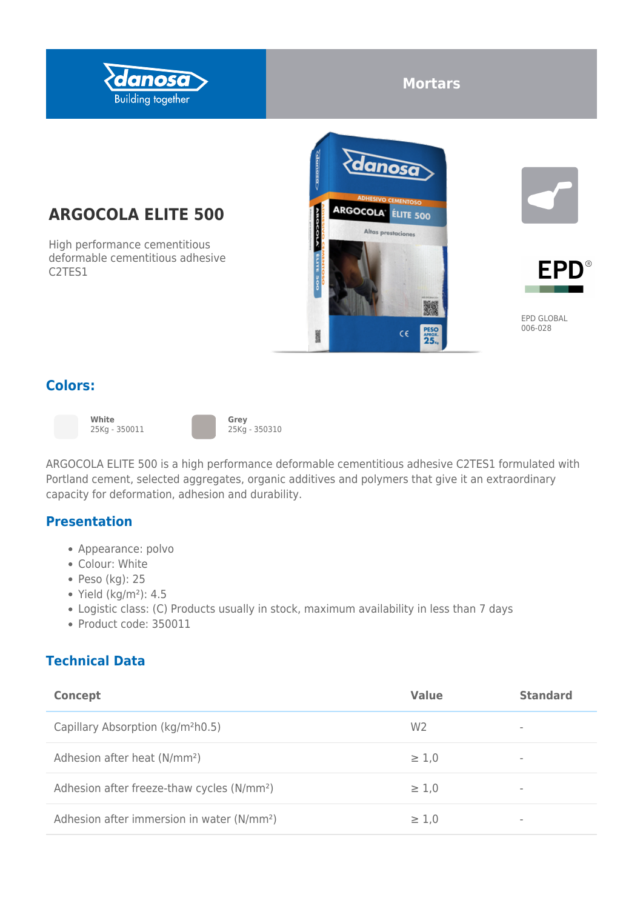Mortars

# ARGOCOLA ELITE 500

High performance cementitious deformable cementitious adhesive C2TES1

EPD GLOBAL
006-028

## Colors:

**White**
25Kg - 350011

**Grey**
25Kg - 350310

ARGOCOLA ELITE 500 is a high performance deformable cementitious adhesive C2TES1 formulated with Portland cement, selected aggregates, organic additives and polymers that give it an extraordinary capacity for deformation, adhesion and durability.

## Presentation

- Appearance: polvo
- Colour: White
- Peso (kg): 25
- Yield (kg/m²): 4.5
- Logistic class: (C) Products usually in stock, maximum availability in less than 7 days
- Product code: 350011

## Technical Data

| Concept | Value | Standard |
| --- | --- | --- |
| Capillary Absorption (kg/m²h0.5) | W2 | - |
| Adhesion after heat (N/mm²) | ≥ 1,0 | - |
| Adhesion after freeze-thaw cycles (N/mm²) | ≥ 1,0 | - |
| Adhesion after immersion in water (N/mm²) | ≥ 1,0 | - |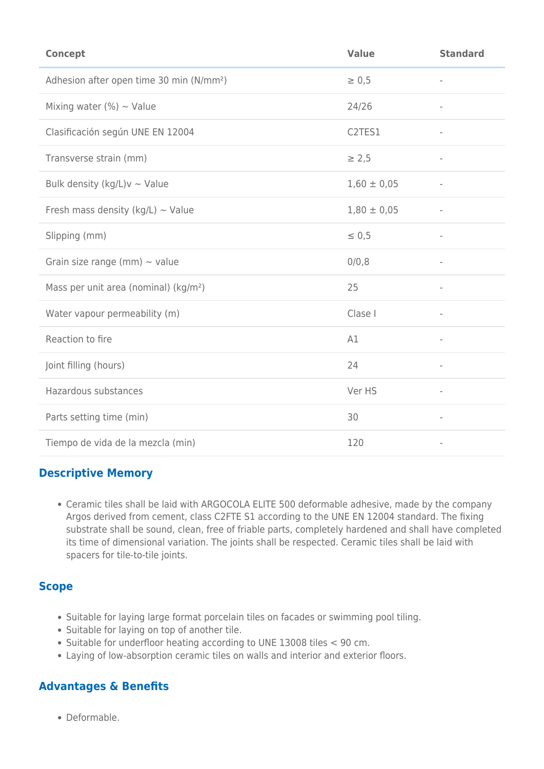| Concept | Value | Standard |
|---|---|---|
| Adhesion after open time 30 min (N/mm²) | ≥ 0,5 | - |
| Mixing water (%) ~ Value | 24/26 | - |
| Clasificación según UNE EN 12004 | C2TES1 | - |
| Transverse strain (mm) | ≥ 2,5 | - |
| Bulk density (kg/L)v ~ Value | 1,60 ± 0,05 | - |
| Fresh mass density (kg/L) ~ Value | 1,80 ± 0,05 | - |
| Slipping (mm) | ≤ 0,5 | - |
| Grain size range (mm) ~ value | 0/0,8 | - |
| Mass per unit area (nominal) (kg/m²) | 25 | - |
| Water vapour permeability (m) | Clase I | - |
| Reaction to fire | A1 | - |
| Joint filling (hours) | 24 | - |
| Hazardous substances | Ver HS | - |
| Parts setting time (min) | 30 | - |
| Tiempo de vida de la mezcla (min) | 120 | - |

## Descriptive Memory

- Ceramic tiles shall be laid with ARGOCOLA ELITE 500 deformable adhesive, made by the company Argos derived from cement, class C2FTE S1 according to the UNE EN 12004 standard. The fixing substrate shall be sound, clean, free of friable parts, completely hardened and shall have completed its time of dimensional variation. The joints shall be respected. Ceramic tiles shall be laid with spacers for tile-to-tile joints.

## Scope

- Suitable for laying large format porcelain tiles on facades or swimming pool tiling.
- Suitable for laying on top of another tile.
- Suitable for underfloor heating according to UNE 13008 tiles < 90 cm.
- Laying of low-absorption ceramic tiles on walls and interior and exterior floors.

## Advantages & Benefits

- Deformable.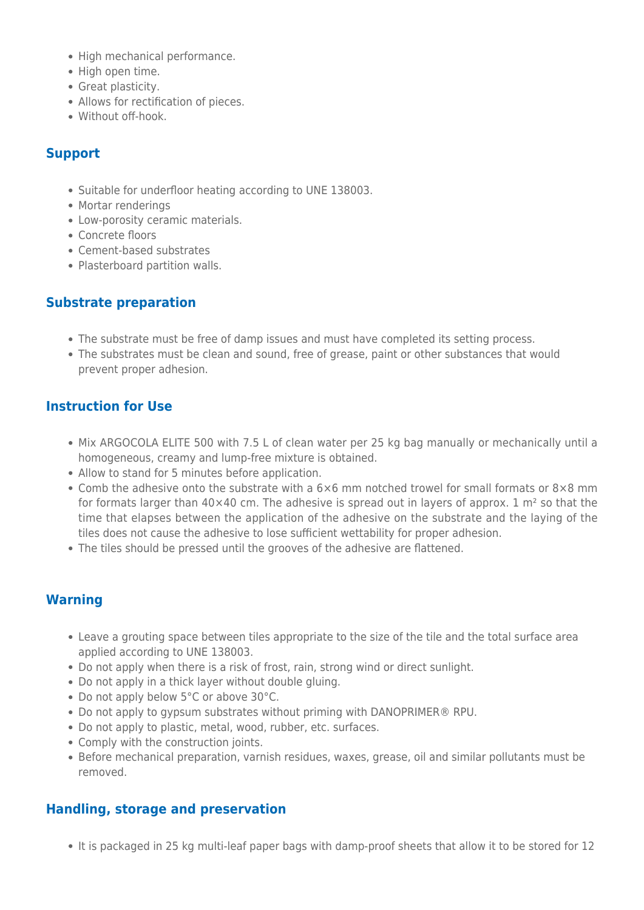- High mechanical performance.
- High open time.
- Great plasticity.
- Allows for rectification of pieces.
- Without off-hook.

## Support

- Suitable for underfloor heating according to UNE 138003.
- Mortar renderings
- Low-porosity ceramic materials.
- Concrete floors
- Cement-based substrates
- Plasterboard partition walls.

## Substrate preparation

- The substrate must be free of damp issues and must have completed its setting process.
- The substrates must be clean and sound, free of grease, paint or other substances that would prevent proper adhesion.

## Instruction for Use

- Mix ARGOCOLA ELITE 500 with 7.5 L of clean water per 25 kg bag manually or mechanically until a homogeneous, creamy and lump-free mixture is obtained.
- Allow to stand for 5 minutes before application.
- Comb the adhesive onto the substrate with a 6×6 mm notched trowel for small formats or 8×8 mm for formats larger than 40×40 cm. The adhesive is spread out in layers of approx. 1 m² so that the time that elapses between the application of the adhesive on the substrate and the laying of the tiles does not cause the adhesive to lose sufficient wettability for proper adhesion.
- The tiles should be pressed until the grooves of the adhesive are flattened.

## Warning

- Leave a grouting space between tiles appropriate to the size of the tile and the total surface area applied according to UNE 138003.
- Do not apply when there is a risk of frost, rain, strong wind or direct sunlight.
- Do not apply in a thick layer without double gluing.
- Do not apply below 5°C or above 30°C.
- Do not apply to gypsum substrates without priming with DANOPRIMER® RPU.
- Do not apply to plastic, metal, wood, rubber, etc. surfaces.
- Comply with the construction joints.
- Before mechanical preparation, varnish residues, waxes, grease, oil and similar pollutants must be removed.

## Handling, storage and preservation

- It is packaged in 25 kg multi-leaf paper bags with damp-proof sheets that allow it to be stored for 12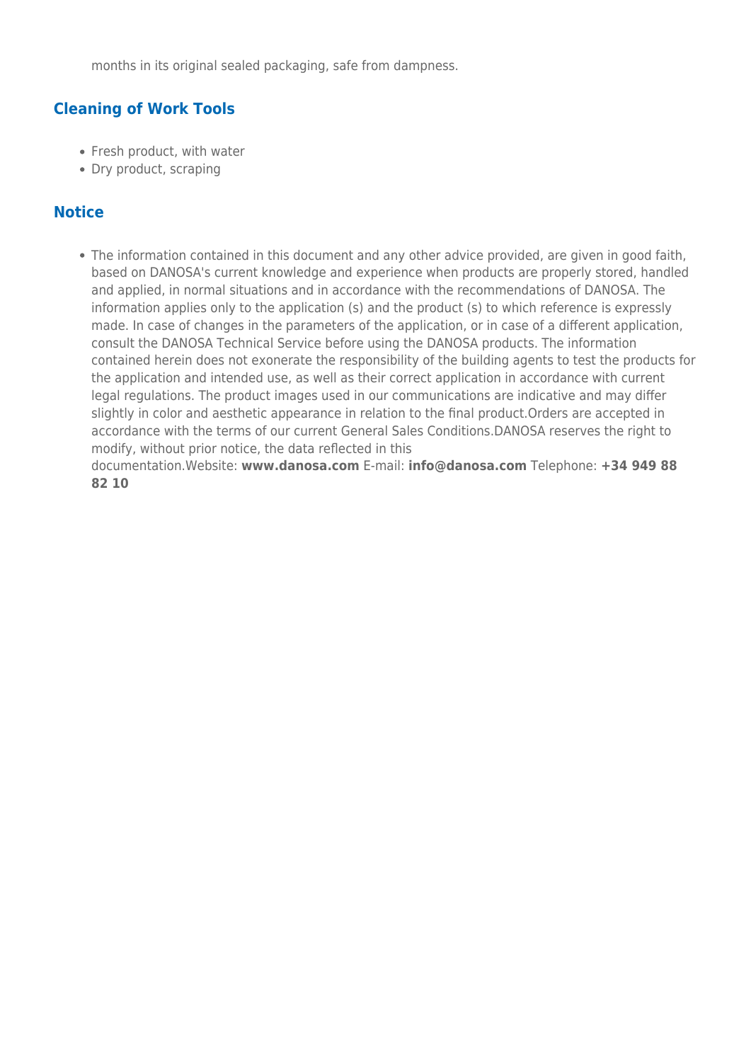months in its original sealed packaging, safe from dampness.

## Cleaning of Work Tools

- Fresh product, with water
- Dry product, scraping

## Notice

- The information contained in this document and any other advice provided, are given in good faith, based on DANOSA's current knowledge and experience when products are properly stored, handled and applied, in normal situations and in accordance with the recommendations of DANOSA. The information applies only to the application (s) and the product (s) to which reference is expressly made. In case of changes in the parameters of the application, or in case of a different application, consult the DANOSA Technical Service before using the DANOSA products. The information contained herein does not exonerate the responsibility of the building agents to test the products for the application and intended use, as well as their correct application in accordance with current legal regulations. The product images used in our communications are indicative and may differ slightly in color and aesthetic appearance in relation to the final product.Orders are accepted in accordance with the terms of our current General Sales Conditions.DANOSA reserves the right to modify, without prior notice, the data reflected in this documentation.Website: **www.danosa.com** E-mail: **info@danosa.com** Telephone: **+34 949 88 82 10**